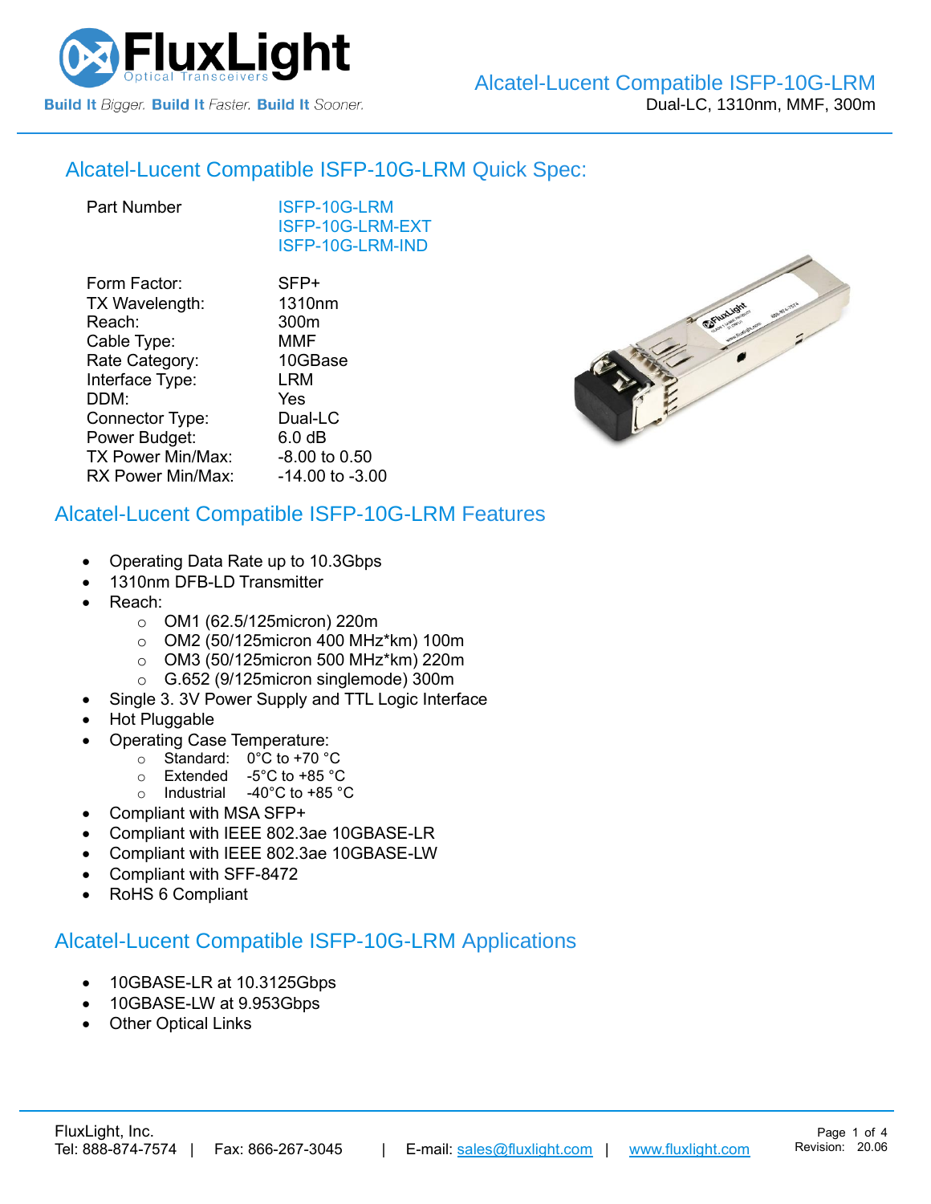# Alcatel-Lucent Compatible ISFP-10G-LRM

Dual-LC, 1310nm, MMF, 300m

## Alcatel-Lucent Compatible ISFP-10G-LRM Quick Spec:

| Part Number | ISFP-10G-LRM<br>ISFP-10G-LRM-EXT<br>ISFP-10G-LRM-IND |
|---|---|
| Form Factor: | SFP+ |
| TX Wavelength: | 1310nm |
| Reach: | 300m |
| Cable Type: | MMF |
| Rate Category: | 10GBase |
| Interface Type: | LRM |
| DDM: | Yes |
| Connector Type: | Dual-LC |
| Power Budget: | 6.0 dB |
| TX Power Min/Max: | -8.00 to 0.50 |
| RX Power Min/Max: | -14.00 to -3.00 |

## Alcatel-Lucent Compatible ISFP-10G-LRM Features

- Operating Data Rate up to 10.3Gbps
- 1310nm DFB-LD Transmitter
- Reach:
  - OM1 (62.5/125micron) 220m
  - OM2 (50/125micron 400 MHz*km) 100m
  - OM3 (50/125micron 500 MHz*km) 220m
  - G.652 (9/125micron singlemode) 300m
- Single 3. 3V Power Supply and TTL Logic Interface
- Hot Pluggable
- Operating Case Temperature:
  - Standard: 0°C to +70 °C
  - Extended -5°C to +85 °C
  - Industrial -40°C to +85 °C
- Compliant with MSA SFP+
- Compliant with IEEE 802.3ae 10GBASE-LR
- Compliant with IEEE 802.3ae 10GBASE-LW
- Compliant with SFF-8472
- RoHS 6 Compliant

## Alcatel-Lucent Compatible ISFP-10G-LRM Applications

- 10GBASE-LR at 10.3125Gbps
- 10GBASE-LW at 9.953Gbps
- Other Optical Links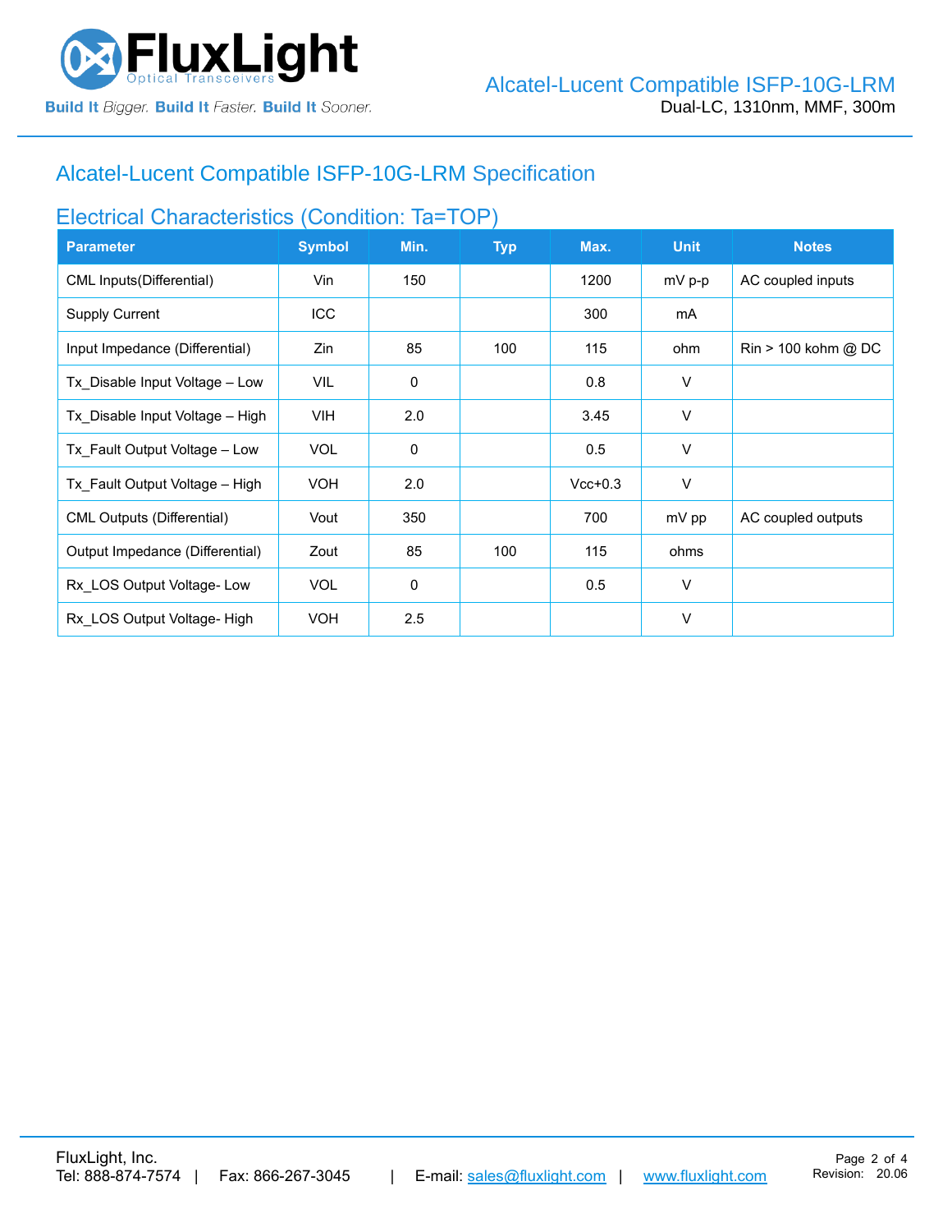## Alcatel-Lucent Compatible ISFP-10G-LRM Specification

### Electrical Characteristics (Condition: Ta=TOP)

| Parameter | Symbol | Min. | Typ | Max. | Unit | Notes |
|---|---|---|---|---|---|---|
| CML Inputs(Differential) | Vin | 150 | | 1200 | mV p-p | AC coupled inputs |
| Supply Current | ICC | | | 300 | mA | |
| Input Impedance (Differential) | Zin | 85 | 100 | 115 | ohm | Rin > 100 kohm @ DC |
| Tx_Disable Input Voltage – Low | VIL | 0 | | 0.8 | V | |
| Tx_Disable Input Voltage – High | VIH | 2.0 | | 3.45 | V | |
| Tx_Fault Output Voltage – Low | VOL | 0 | | 0.5 | V | |
| Tx_Fault Output Voltage – High | VOH | 2.0 | | Vcc+0.3 | V | |
| CML Outputs (Differential) | Vout | 350 | | 700 | mV pp | AC coupled outputs |
| Output Impedance (Differential) | Zout | 85 | 100 | 115 | ohms | |
| Rx_LOS Output Voltage- Low | VOL | 0 | | 0.5 | V | |
| Rx_LOS Output Voltage- High | VOH | 2.5 | | | V | |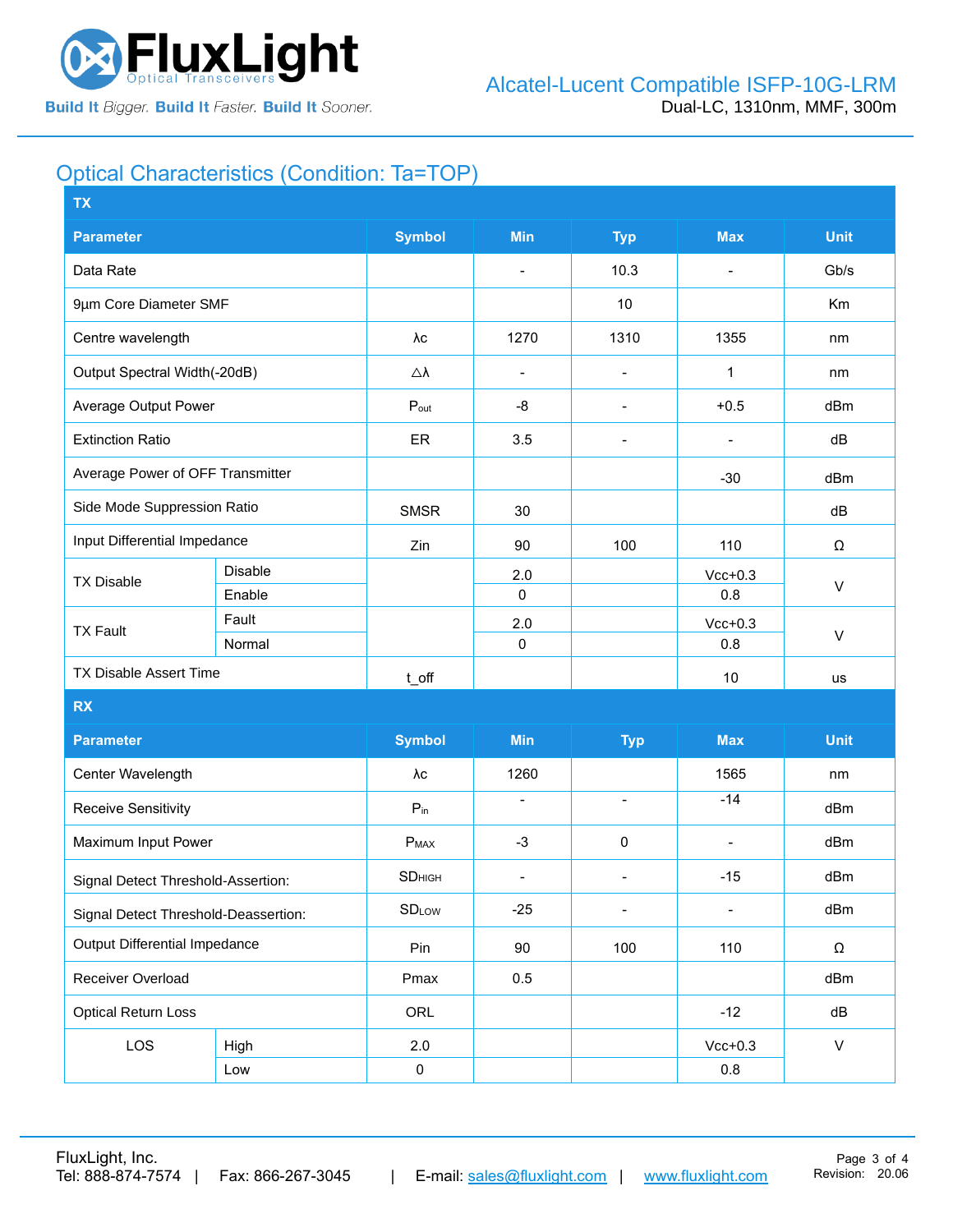## Optical Characteristics (Condition: Ta=TOP)

| TX | | | | | | |
|---|---|---|---|---|---|---|
| **Parameter** | | **Symbol** | **Min** | **Typ** | **Max** | **Unit** |
| Data Rate | | | - | 10.3 | - | Gb/s |
| 9µm Core Diameter SMF | | | | 10 | | Km |
| Centre wavelength | | λc | 1270 | 1310 | 1355 | nm |
| Output Spectral Width(-20dB) | | △λ | - | - | 1 | nm |
| Average Output Power | | $P_{out}$ | -8 | - | +0.5 | dBm |
| Extinction Ratio | | ER | 3.5 | - | - | dB |
| Average Power of OFF Transmitter | | | | | -30 | dBm |
| Side Mode Suppression Ratio | | SMSR | 30 | | | dB |
| Input Differential Impedance | | Zin | 90 | 100 | 110 | Ω |
| TX Disable | Disable | | 2.0 | | Vcc+0.3 | V |
| | Enable | | 0 | | 0.8 | |
| TX Fault | Fault | | 2.0 | | Vcc+0.3 | V |
| | Normal | | 0 | | 0.8 | |
| TX Disable Assert Time | | t_off | | | 10 | us |
| **RX** | | | | | | |
| **Parameter** | | **Symbol** | **Min** | **Typ** | **Max** | **Unit** |
| Center Wavelength | | λc | 1260 | | 1565 | nm |
| Receive Sensitivity | | $P_{in}$ | - | - | -14 | dBm |
| Maximum Input Power | | $P_{MAX}$ | -3 | 0 | - | dBm |
| Signal Detect Threshold-Assertion: | | $SD_{HIGH}$ | - | - | -15 | dBm |
| Signal Detect Threshold-Deassertion: | | $SD_{LOW}$ | -25 | - | - | dBm |
| Output Differential Impedance | | Pin | 90 | 100 | 110 | Ω |
| Receiver Overload | | Pmax | 0.5 | | | dBm |
| Optical Return Loss | | ORL | | | -12 | dB |
| LOS | High | 2.0 | | | Vcc+0.3 | V |
| | Low | 0 | | | 0.8 | |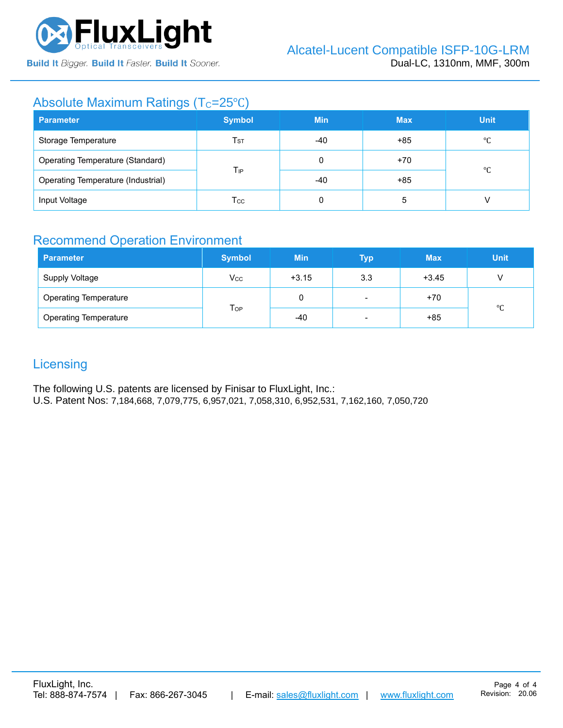## Absolute Maximum Ratings ($T_C$=25℃)

| Parameter | Symbol | Min | Max | Unit |
|---|---|---|---|---|
| Storage Temperature | $T_{ST}$ | -40 | +85 | ℃ |
| Operating Temperature (Standard) | $T_{IP}$ | 0 | +70 | ℃ |
| Operating Temperature (Industrial) | | -40 | +85 | |
| Input Voltage | $T_{CC}$ | 0 | 5 | V |

## Recommend Operation Environment

| Parameter | Symbol | Min | Typ | Max | Unit |
|---|---|---|---|---|---|
| Supply Voltage | $V_{CC}$ | +3.15 | 3.3 | +3.45 | V |
| Operating Temperature | $T_{OP}$ | 0 | - | +70 | ℃ |
| Operating Temperature | | -40 | - | +85 | |

## Licensing

The following U.S. patents are licensed by Finisar to FluxLight, Inc.:
U.S. Patent Nos: 7,184,668, 7,079,775, 6,957,021, 7,058,310, 6,952,531, 7,162,160, 7,050,720